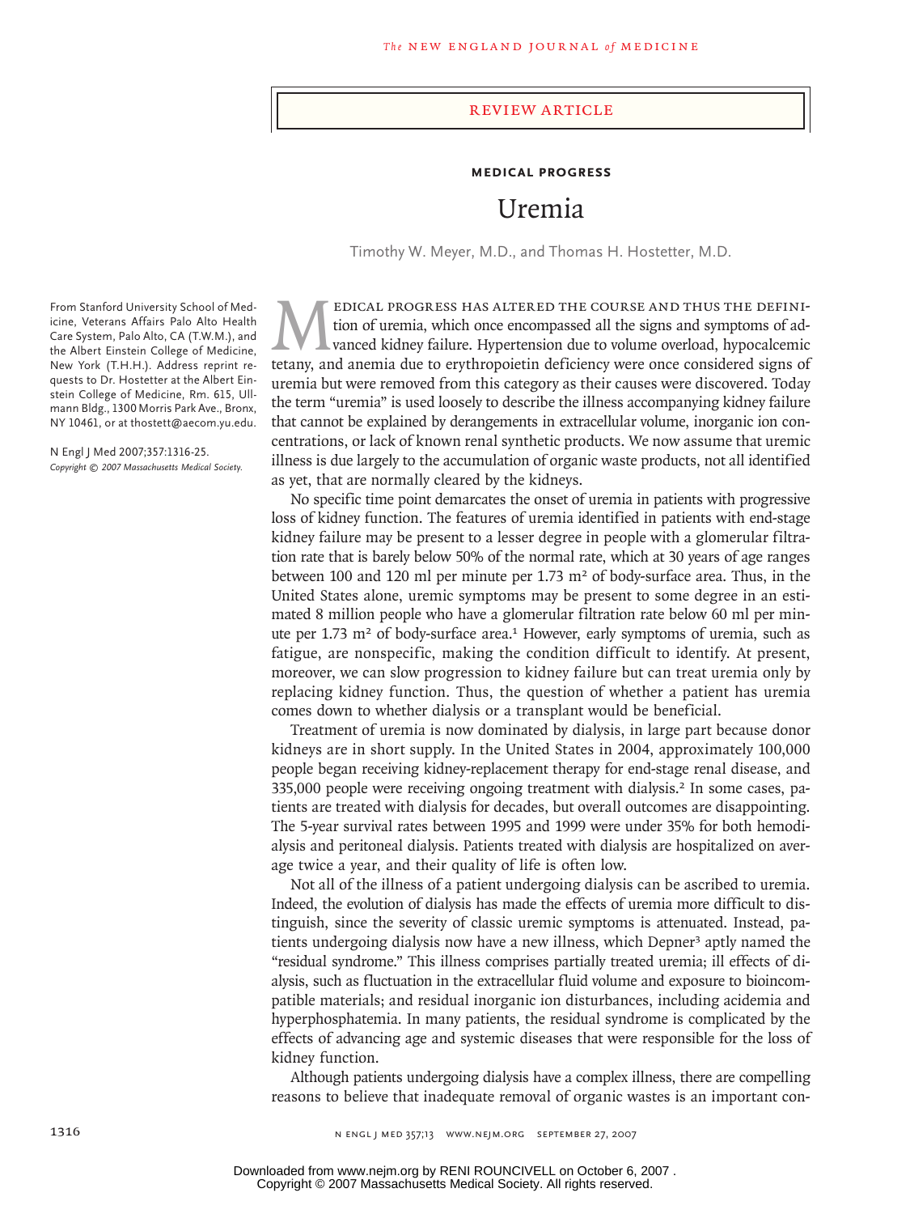REVIEW ARTICLE

**MEDICAL PROGRESS**

# Uremia

Timothy W. Meyer, M.D., and Thomas H. Hostetter, M.D.

From Stanford University School of Medicine, Veterans Affairs Palo Alto Health Care System, Palo Alto, CA (T.W.M.), and the Albert Einstein College of Medicine, New York (T.H.H.). Address reprint requests to Dr. Hostetter at the Albert Einstein College of Medicine, Rm. 615, Ullmann Bldg., 1300 Morris Park Ave., Bronx, NY 10461, or at thostett@aecom.yu.edu.

N Engl J Med 2007;357:1316-25.
*Copyright © 2007 Massachusetts Medical Society.*

Medical progress has altered the course and thus the definition of uremia, which once encompassed all the signs and symptoms of advanced kidney failure. Hypertension due to volume overload, hypocalcemic tetany, and anemia due to erythropoietin deficiency were once considered signs of uremia but were removed from this category as their causes were discovered. Today the term "uremia" is used loosely to describe the illness accompanying kidney failure that cannot be explained by derangements in extracellular volume, inorganic ion concentrations, or lack of known renal synthetic products. We now assume that uremic illness is due largely to the accumulation of organic waste products, not all identified as yet, that are normally cleared by the kidneys.

No specific time point demarcates the onset of uremia in patients with progressive loss of kidney function. The features of uremia identified in patients with end-stage kidney failure may be present to a lesser degree in people with a glomerular filtration rate that is barely below 50% of the normal rate, which at 30 years of age ranges between 100 and 120 ml per minute per 1.73 $m^2$ of body-surface area. Thus, in the United States alone, uremic symptoms may be present to some degree in an estimated 8 million people who have a glomerular filtration rate below 60 ml per minute per 1.73 $m^2$ of body-surface area.[1] However, early symptoms of uremia, such as fatigue, are nonspecific, making the condition difficult to identify. At present, moreover, we can slow progression to kidney failure but can treat uremia only by replacing kidney function. Thus, the question of whether a patient has uremia comes down to whether dialysis or a transplant would be beneficial.

Treatment of uremia is now dominated by dialysis, in large part because donor kidneys are in short supply. In the United States in 2004, approximately 100,000 people began receiving kidney-replacement therapy for end-stage renal disease, and 335,000 people were receiving ongoing treatment with dialysis.[2] In some cases, patients are treated with dialysis for decades, but overall outcomes are disappointing. The 5-year survival rates between 1995 and 1999 were under 35% for both hemodialysis and peritoneal dialysis. Patients treated with dialysis are hospitalized on average twice a year, and their quality of life is often low.

Not all of the illness of a patient undergoing dialysis can be ascribed to uremia. Indeed, the evolution of dialysis has made the effects of uremia more difficult to distinguish, since the severity of classic uremic symptoms is attenuated. Instead, patients undergoing dialysis now have a new illness, which Depner[3] aptly named the "residual syndrome." This illness comprises partially treated uremia; ill effects of dialysis, such as fluctuation in the extracellular fluid volume and exposure to bioincompatible materials; and residual inorganic ion disturbances, including acidemia and hyperphosphatemia. In many patients, the residual syndrome is complicated by the effects of advancing age and systemic diseases that were responsible for the loss of kidney function.

Although patients undergoing dialysis have a complex illness, there are compelling reasons to believe that inadequate removal of organic wastes is an important con-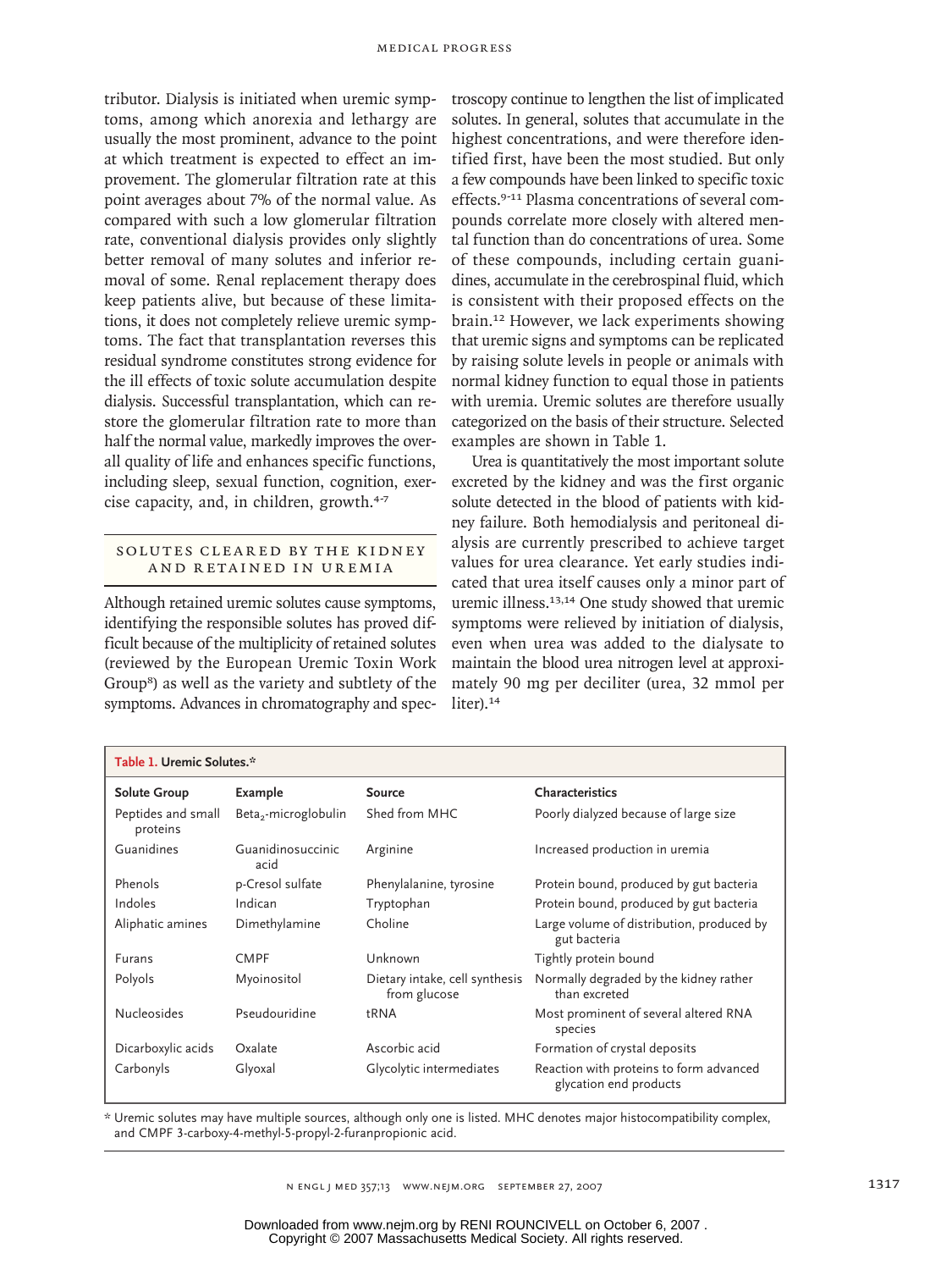tributor. Dialysis is initiated when uremic symptoms, among which anorexia and lethargy are usually the most prominent, advance to the point at which treatment is expected to effect an improvement. The glomerular filtration rate at this point averages about 7% of the normal value. As compared with such a low glomerular filtration rate, conventional dialysis provides only slightly better removal of many solutes and inferior removal of some. Renal replacement therapy does keep patients alive, but because of these limitations, it does not completely relieve uremic symptoms. The fact that transplantation reverses this residual syndrome constitutes strong evidence for the ill effects of toxic solute accumulation despite dialysis. Successful transplantation, which can restore the glomerular filtration rate to more than half the normal value, markedly improves the overall quality of life and enhances specific functions, including sleep, sexual function, cognition, exercise capacity, and, in children, growth.[4-7]

## SOLUTES CLEARED BY THE KIDNEY AND RETAINED IN UREMIA

Although retained uremic solutes cause symptoms, identifying the responsible solutes has proved difficult because of the multiplicity of retained solutes (reviewed by the European Uremic Toxin Work Group[8]) as well as the variety and subtlety of the symptoms. Advances in chromatography and spectroscopy continue to lengthen the list of implicated solutes. In general, solutes that accumulate in the highest concentrations, and were therefore identified first, have been the most studied. But only a few compounds have been linked to specific toxic effects.[9-11] Plasma concentrations of several compounds correlate more closely with altered mental function than do concentrations of urea. Some of these compounds, including certain guanidines, accumulate in the cerebrospinal fluid, which is consistent with their proposed effects on the brain.[12] However, we lack experiments showing that uremic signs and symptoms can be replicated by raising solute levels in people or animals with normal kidney function to equal those in patients with uremia. Uremic solutes are therefore usually categorized on the basis of their structure. Selected examples are shown in Table 1.

Urea is quantitatively the most important solute excreted by the kidney and was the first organic solute detected in the blood of patients with kidney failure. Both hemodialysis and peritoneal dialysis are currently prescribed to achieve target values for urea clearance. Yet early studies indicated that urea itself causes only a minor part of uremic illness.[13,14] One study showed that uremic symptoms were relieved by initiation of dialysis, even when urea was added to the dialysate to maintain the blood urea nitrogen level at approximately 90 mg per deciliter (urea, 32 mmol per liter).[14]

**Table 1. Uremic Solutes.***

| Solute Group | Example | Source | Characteristics |
|---|---|---|---|
| Peptides and small proteins | Beta$_2$-microglobulin | Shed from MHC | Poorly dialyzed because of large size |
| Guanidines | Guanidinosuccinic acid | Arginine | Increased production in uremia |
| Phenols | p-Cresol sulfate | Phenylalanine, tyrosine | Protein bound, produced by gut bacteria |
| Indoles | Indican | Tryptophan | Protein bound, produced by gut bacteria |
| Aliphatic amines | Dimethylamine | Choline | Large volume of distribution, produced by gut bacteria |
| Furans | CMPF | Unknown | Tightly protein bound |
| Polyols | Myoinositol | Dietary intake, cell synthesis from glucose | Normally degraded by the kidney rather than excreted |
| Nucleosides | Pseudouridine | tRNA | Most prominent of several altered RNA species |
| Dicarboxylic acids | Oxalate | Ascorbic acid | Formation of crystal deposits |
| Carbonyls | Glyoxal | Glycolytic intermediates | Reaction with proteins to form advanced glycation end products |

* Uremic solutes may have multiple sources, although only one is listed. MHC denotes major histocompatibility complex, and CMPF 3-carboxy-4-methyl-5-propyl-2-furanpropionic acid.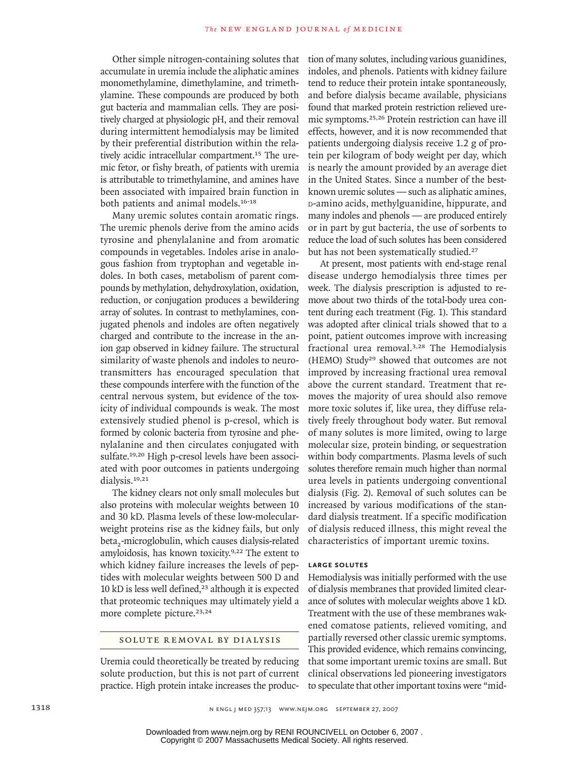Other simple nitrogen-containing solutes that accumulate in uremia include the aliphatic amines monomethylamine, dimethylamine, and trimethylamine. These compounds are produced by both gut bacteria and mammalian cells. They are positively charged at physiologic pH, and their removal during intermittent hemodialysis may be limited by their preferential distribution within the relatively acidic intracellular compartment.[15] The uremic fetor, or fishy breath, of patients with uremia is attributable to trimethylamine, and amines have been associated with impaired brain function in both patients and animal models.[16-18]

Many uremic solutes contain aromatic rings. The uremic phenols derive from the amino acids tyrosine and phenylalanine and from aromatic compounds in vegetables. Indoles arise in analogous fashion from tryptophan and vegetable indoles. In both cases, metabolism of parent compounds by methylation, dehydroxylation, oxidation, reduction, or conjugation produces a bewildering array of solutes. In contrast to methylamines, conjugated phenols and indoles are often negatively charged and contribute to the increase in the anion gap observed in kidney failure. The structural similarity of waste phenols and indoles to neurotransmitters has encouraged speculation that these compounds interfere with the function of the central nervous system, but evidence of the toxicity of individual compounds is weak. The most extensively studied phenol is p-cresol, which is formed by colonic bacteria from tyrosine and phenylalanine and then circulates conjugated with sulfate.[19,20] High p-cresol levels have been associated with poor outcomes in patients undergoing dialysis.[19,21]

The kidney clears not only small molecules but also proteins with molecular weights between 10 and 30 kD. Plasma levels of these low-molecular-weight proteins rise as the kidney fails, but only beta$_2$-microglobulin, which causes dialysis-related amyloidosis, has known toxicity.[9,22] The extent to which kidney failure increases the levels of peptides with molecular weights between 500 D and 10 kD is less well defined,[23] although it is expected that proteomic techniques may ultimately yield a more complete picture.[23,24]

## SOLUTE REMOVAL BY DIALYSIS

Uremia could theoretically be treated by reducing solute production, but this is not part of current practice. High protein intake increases the production of many solutes, including various guanidines, indoles, and phenols. Patients with kidney failure tend to reduce their protein intake spontaneously, and before dialysis became available, physicians found that marked protein restriction relieved uremic symptoms.[25,26] Protein restriction can have ill effects, however, and it is now recommended that patients undergoing dialysis receive 1.2 g of protein per kilogram of body weight per day, which is nearly the amount provided by an average diet in the United States. Since a number of the best-known uremic solutes — such as aliphatic amines, D-amino acids, methylguanidine, hippurate, and many indoles and phenols — are produced entirely or in part by gut bacteria, the use of sorbents to reduce the load of such solutes has been considered but has not been systematically studied.[27]

At present, most patients with end-stage renal disease undergo hemodialysis three times per week. The dialysis prescription is adjusted to remove about two thirds of the total-body urea content during each treatment (Fig. 1). This standard was adopted after clinical trials showed that to a point, patient outcomes improve with increasing fractional urea removal.[3,28] The Hemodialysis (HEMO) Study[29] showed that outcomes are not improved by increasing fractional urea removal above the current standard. Treatment that removes the majority of urea should also remove more toxic solutes if, like urea, they diffuse relatively freely throughout body water. But removal of many solutes is more limited, owing to large molecular size, protein binding, or sequestration within body compartments. Plasma levels of such solutes therefore remain much higher than normal urea levels in patients undergoing conventional dialysis (Fig. 2). Removal of such solutes can be increased by various modifications of the standard dialysis treatment. If a specific modification of dialysis reduced illness, this might reveal the characteristics of important uremic toxins.

### LARGE SOLUTES

Hemodialysis was initially performed with the use of dialysis membranes that provided limited clearance of solutes with molecular weights above 1 kD. Treatment with the use of these membranes wakened comatose patients, relieved vomiting, and partially reversed other classic uremic symptoms. This provided evidence, which remains convincing, that some important uremic toxins are small. But clinical observations led pioneering investigators to speculate that other important toxins were "mid-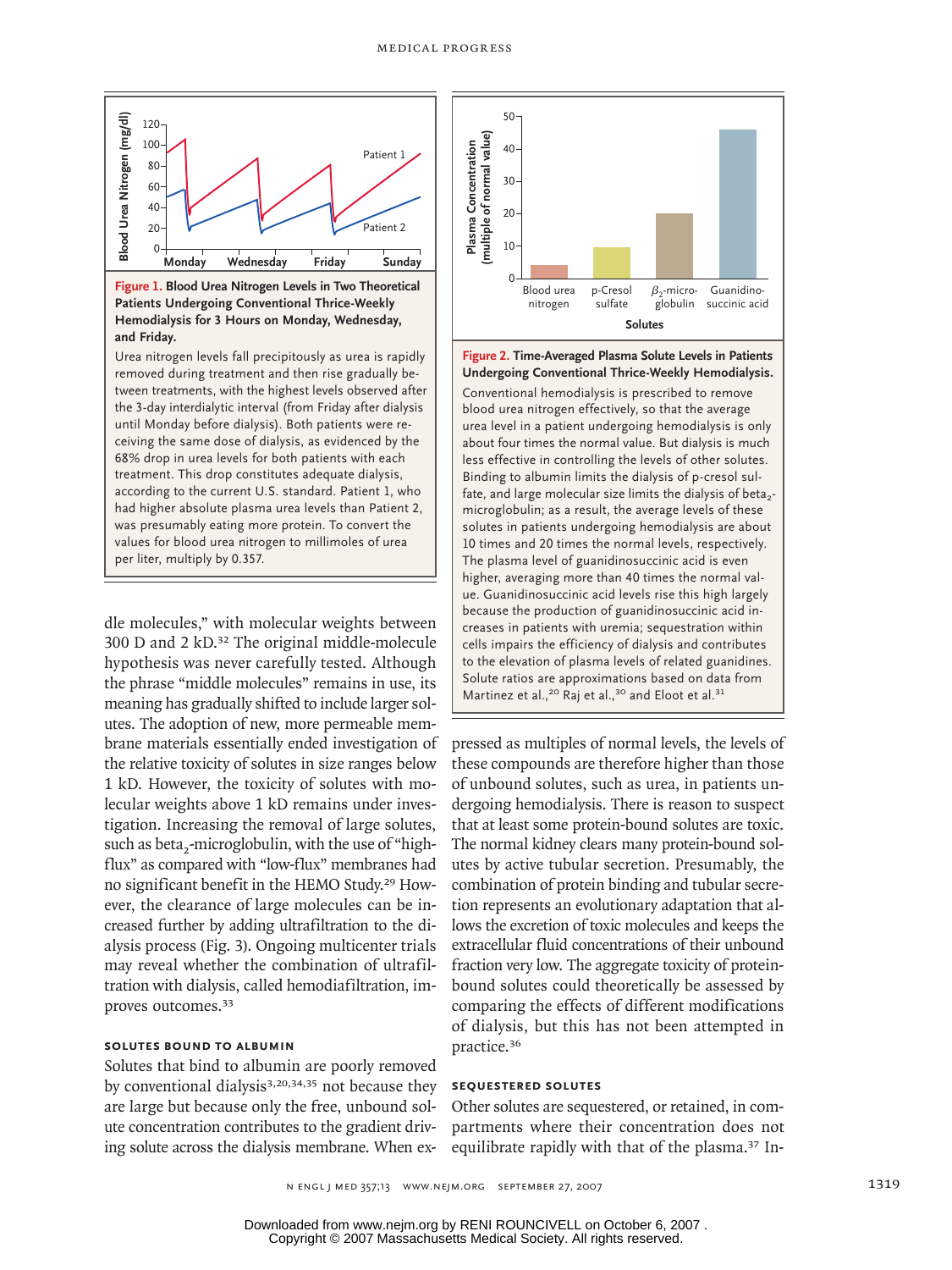**Figure 1. Blood Urea Nitrogen Levels in Two Theoretical Patients Undergoing Conventional Thrice-Weekly Hemodialysis for 3 Hours on Monday, Wednesday, and Friday.**

Urea nitrogen levels fall precipitously as urea is rapidly removed during treatment and then rise gradually between treatments, with the highest levels observed after the 3-day interdialytic interval (from Friday after dialysis until Monday before dialysis). Both patients were receiving the same dose of dialysis, as evidenced by the 68% drop in urea levels for both patients with each treatment. This drop constitutes adequate dialysis, according to the current U.S. standard. Patient 1, who had higher absolute plasma urea levels than Patient 2, was presumably eating more protein. To convert the values for blood urea nitrogen to millimoles of urea per liter, multiply by 0.357.

**Figure 2. Time-Averaged Plasma Solute Levels in Patients Undergoing Conventional Thrice-Weekly Hemodialysis.**

Conventional hemodialysis is prescribed to remove blood urea nitrogen effectively, so that the average urea level in a patient undergoing hemodialysis is only about four times the normal value. But dialysis is much less effective in controlling the levels of other solutes. Binding to albumin limits the dialysis of p-cresol sulfate, and large molecular size limits the dialysis of beta$_2$-microglobulin; as a result, the average levels of these solutes in patients undergoing hemodialysis are about 10 times and 20 times the normal levels, respectively. The plasma level of guanidinosuccinic acid is even higher, averaging more than 40 times the normal value. Guanidinosuccinic acid levels rise this high largely because the production of guanidinosuccinic acid increases in patients with uremia; sequestration within cells impairs the efficiency of dialysis and contributes to the elevation of plasma levels of related guanidines. Solute ratios are approximations based on data from Martinez et al.,[20] Raj et al.,[30] and Eloot et al.[31]

dle molecules," with molecular weights between 300 D and 2 kD.[32] The original middle-molecule hypothesis was never carefully tested. Although the phrase "middle molecules" remains in use, its meaning has gradually shifted to include larger solutes. The adoption of new, more permeable membrane materials essentially ended investigation of the relative toxicity of solutes in size ranges below 1 kD. However, the toxicity of solutes with molecular weights above 1 kD remains under investigation. Increasing the removal of large solutes, such as beta$_2$-microglobulin, with the use of "high-flux" as compared with "low-flux" membranes had no significant benefit in the HEMO Study.[29] However, the clearance of large molecules can be increased further by adding ultrafiltration to the dialysis process (Fig. 3). Ongoing multicenter trials may reveal whether the combination of ultrafiltration with dialysis, called hemodiafiltration, improves outcomes.[33]

### SOLUTES BOUND TO ALBUMIN

Solutes that bind to albumin are poorly removed by conventional dialysis[3,20,34,35] not because they are large but because only the free, unbound solute concentration contributes to the gradient driving solute across the dialysis membrane. When expressed as multiples of normal levels, the levels of these compounds are therefore higher than those of unbound solutes, such as urea, in patients undergoing hemodialysis. There is reason to suspect that at least some protein-bound solutes are toxic. The normal kidney clears many protein-bound solutes by active tubular secretion. Presumably, the combination of protein binding and tubular secretion represents an evolutionary adaptation that allows the excretion of toxic molecules and keeps the extracellular fluid concentrations of their unbound fraction very low. The aggregate toxicity of protein-bound solutes could theoretically be assessed by comparing the effects of different modifications of dialysis, but this has not been attempted in practice.[36]

### SEQUESTERED SOLUTES

Other solutes are sequestered, or retained, in compartments where their concentration does not equilibrate rapidly with that of the plasma.[37] In-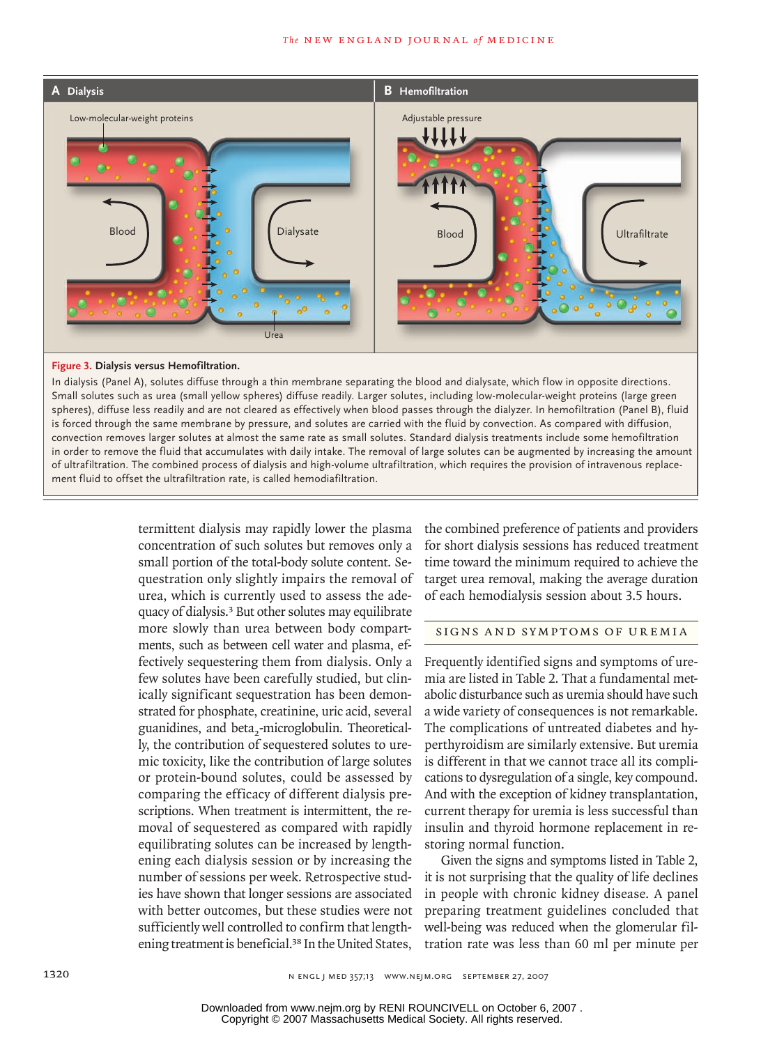**Figure 3. Dialysis versus Hemofiltration.**

In dialysis (Panel A), solutes diffuse through a thin membrane separating the blood and dialysate, which flow in opposite directions. Small solutes such as urea (small yellow spheres) diffuse readily. Larger solutes, including low-molecular-weight proteins (large green spheres), diffuse less readily and are not cleared as effectively when blood passes through the dialyzer. In hemofiltration (Panel B), fluid is forced through the same membrane by pressure, and solutes are carried with the fluid by convection. As compared with diffusion, convection removes larger solutes at almost the same rate as small solutes. Standard dialysis treatments include some hemofiltration in order to remove the fluid that accumulates with daily intake. The removal of large solutes can be augmented by increasing the amount of ultrafiltration. The combined process of dialysis and high-volume ultrafiltration, which requires the provision of intravenous replacement fluid to offset the ultrafiltration rate, is called hemodiafiltration.

termittent dialysis may rapidly lower the plasma concentration of such solutes but removes only a small portion of the total-body solute content. Sequestration only slightly impairs the removal of urea, which is currently used to assess the adequacy of dialysis.[3] But other solutes may equilibrate more slowly than urea between body compartments, such as between cell water and plasma, effectively sequestering them from dialysis. Only a few solutes have been carefully studied, but clinically significant sequestration has been demonstrated for phosphate, creatinine, uric acid, several guanidines, and beta$_2$-microglobulin. Theoretically, the contribution of sequestered solutes to uremic toxicity, like the contribution of large solutes or protein-bound solutes, could be assessed by comparing the efficacy of different dialysis prescriptions. When treatment is intermittent, the removal of sequestered as compared with rapidly equilibrating solutes can be increased by lengthening each dialysis session or by increasing the number of sessions per week. Retrospective studies have shown that longer sessions are associated with better outcomes, but these studies were not sufficiently well controlled to confirm that lengthening treatment is beneficial.[38] In the United States, the combined preference of patients and providers for short dialysis sessions has reduced treatment time toward the minimum required to achieve the target urea removal, making the average duration of each hemodialysis session about 3.5 hours.

## SIGNS AND SYMPTOMS OF UREMIA

Frequently identified signs and symptoms of uremia are listed in Table 2. That a fundamental metabolic disturbance such as uremia should have such a wide variety of consequences is not remarkable. The complications of untreated diabetes and hypothyroidism are similarly extensive. But uremia is different in that we cannot trace all its complications to dysregulation of a single, key compound. And with the exception of kidney transplantation, current therapy for uremia is less successful than insulin and thyroid hormone replacement in restoring normal function.

Given the signs and symptoms listed in Table 2, it is not surprising that the quality of life declines in people with chronic kidney disease. A panel preparing treatment guidelines concluded that well-being was reduced when the glomerular filtration rate was less than 60 ml per minute per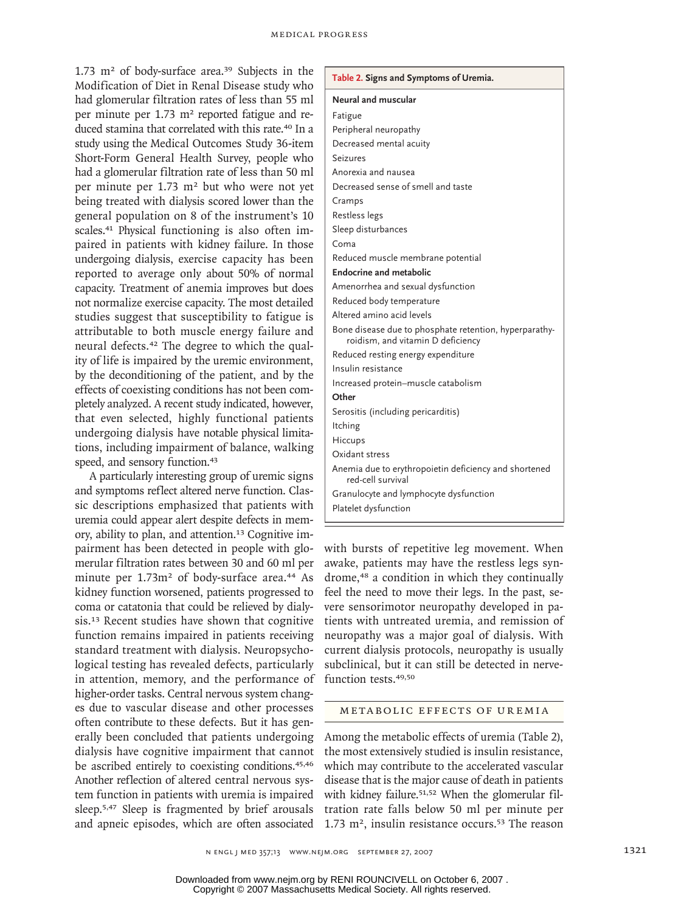1.73 m² of body-surface area.[39] Subjects in the Modification of Diet in Renal Disease study who had glomerular filtration rates of less than 55 ml per minute per 1.73 m² reported fatigue and reduced stamina that correlated with this rate.[40] In a study using the Medical Outcomes Study 36-item Short-Form General Health Survey, people who had a glomerular filtration rate of less than 50 ml per minute per 1.73 m² but who were not yet being treated with dialysis scored lower than the general population on 8 of the instrument's 10 scales.[41] Physical functioning is also often impaired in patients with kidney failure. In those undergoing dialysis, exercise capacity has been reported to average only about 50% of normal capacity. Treatment of anemia improves but does not normalize exercise capacity. The most detailed studies suggest that susceptibility to fatigue is attributable to both muscle energy failure and neural defects.[42] The degree to which the quality of life is impaired by the uremic environment, by the deconditioning of the patient, and by the effects of coexisting conditions has not been completely analyzed. A recent study indicated, however, that even selected, highly functional patients undergoing dialysis have notable physical limitations, including impairment of balance, walking speed, and sensory function.[43]

A particularly interesting group of uremic signs and symptoms reflect altered nerve function. Classic descriptions emphasized that patients with uremia could appear alert despite defects in memory, ability to plan, and attention.[13] Cognitive impairment has been detected in people with glomerular filtration rates between 30 and 60 ml per minute per 1.73m² of body-surface area.[44] As kidney function worsened, patients progressed to coma or catatonia that could be relieved by dialysis.[13] Recent studies have shown that cognitive function remains impaired in patients receiving standard treatment with dialysis. Neuropsychological testing has revealed defects, particularly in attention, memory, and the performance of higher-order tasks. Central nervous system changes due to vascular disease and other processes often contribute to these defects. But it has generally been concluded that patients undergoing dialysis have cognitive impairment that cannot be ascribed entirely to coexisting conditions.[45,46] Another reflection of altered central nervous system function in patients with uremia is impaired sleep.[5,47] Sleep is fragmented by brief arousals and apneic episodes, which are often associated with bursts of repetitive leg movement. When awake, patients may have the restless legs syndrome,[48] a condition in which they continually feel the need to move their legs. In the past, severe sensorimotor neuropathy developed in patients with untreated uremia, and remission of neuropathy was a major goal of dialysis. With current dialysis protocols, neuropathy is usually subclinical, but it can still be detected in nerve-function tests.[49,50]

**Table 2. Signs and Symptoms of Uremia.**

| |
|---|
| **Neural and muscular** |
| Fatigue |
| Peripheral neuropathy |
| Decreased mental acuity |
| Seizures |
| Anorexia and nausea |
| Decreased sense of smell and taste |
| Cramps |
| Restless legs |
| Sleep disturbances |
| Coma |
| Reduced muscle membrane potential |
| **Endocrine and metabolic** |
| Amenorrhea and sexual dysfunction |
| Reduced body temperature |
| Altered amino acid levels |
| Bone disease due to phosphate retention, hyperparathyroidism, and vitamin D deficiency |
| Reduced resting energy expenditure |
| Insulin resistance |
| Increased protein–muscle catabolism |
| **Other** |
| Serositis (including pericarditis) |
| Itching |
| Hiccups |
| Oxidant stress |
| Anemia due to erythropoietin deficiency and shortened red-cell survival |
| Granulocyte and lymphocyte dysfunction |
| Platelet dysfunction |

## METABOLIC EFFECTS OF UREMIA

Among the metabolic effects of uremia (Table 2), the most extensively studied is insulin resistance, which may contribute to the accelerated vascular disease that is the major cause of death in patients with kidney failure.[51,52] When the glomerular filtration rate falls below 50 ml per minute per 1.73 m², insulin resistance occurs.[53] The reason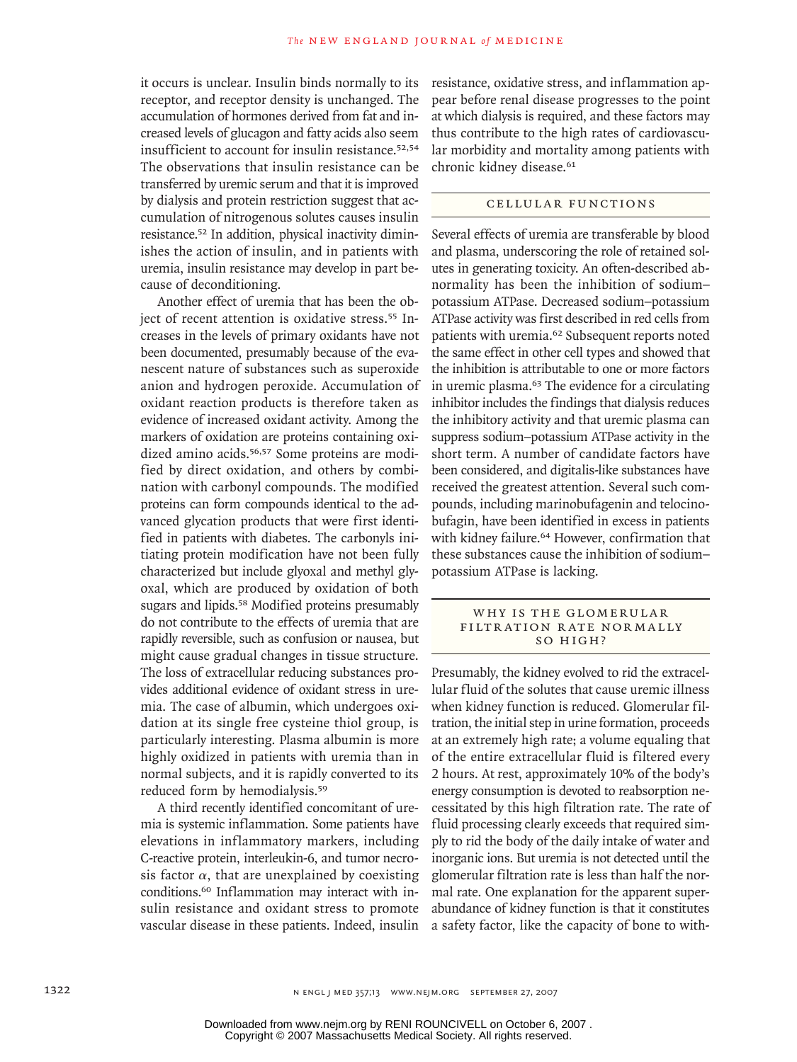it occurs is unclear. Insulin binds normally to its receptor, and receptor density is unchanged. The accumulation of hormones derived from fat and increased levels of glucagon and fatty acids also seem insufficient to account for insulin resistance.[52,54] The observations that insulin resistance can be transferred by uremic serum and that it is improved by dialysis and protein restriction suggest that accumulation of nitrogenous solutes causes insulin resistance.[52] In addition, physical inactivity diminishes the action of insulin, and in patients with uremia, insulin resistance may develop in part because of deconditioning.

Another effect of uremia that has been the object of recent attention is oxidative stress.[55] Increases in the levels of primary oxidants have not been documented, presumably because of the evanescent nature of substances such as superoxide anion and hydrogen peroxide. Accumulation of oxidant reaction products is therefore taken as evidence of increased oxidant activity. Among the markers of oxidation are proteins containing oxidized amino acids.[56,57] Some proteins are modified by direct oxidation, and others by combination with carbonyl compounds. The modified proteins can form compounds identical to the advanced glycation products that were first identified in patients with diabetes. The carbonyls initiating protein modification have not been fully characterized but include glyoxal and methyl glyoxal, which are produced by oxidation of both sugars and lipids.[58] Modified proteins presumably do not contribute to the effects of uremia that are rapidly reversible, such as confusion or nausea, but might cause gradual changes in tissue structure. The loss of extracellular reducing substances provides additional evidence of oxidant stress in uremia. The case of albumin, which undergoes oxidation at its single free cysteine thiol group, is particularly interesting. Plasma albumin is more highly oxidized in patients with uremia than in normal subjects, and it is rapidly converted to its reduced form by hemodialysis.[59]

A third recently identified concomitant of uremia is systemic inflammation. Some patients have elevations in inflammatory markers, including C-reactive protein, interleukin-6, and tumor necrosis factor α, that are unexplained by coexisting conditions.[60] Inflammation may interact with insulin resistance and oxidant stress to promote vascular disease in these patients. Indeed, insulin resistance, oxidative stress, and inflammation appear before renal disease progresses to the point at which dialysis is required, and these factors may thus contribute to the high rates of cardiovascular morbidity and mortality among patients with chronic kidney disease.[61]

## CELLULAR FUNCTIONS

Several effects of uremia are transferable by blood and plasma, underscoring the role of retained solutes in generating toxicity. An often-described abnormality has been the inhibition of sodium–potassium ATPase. Decreased sodium–potassium ATPase activity was first described in red cells from patients with uremia.[62] Subsequent reports noted the same effect in other cell types and showed that the inhibition is attributable to one or more factors in uremic plasma.[63] The evidence for a circulating inhibitor includes the findings that dialysis reduces the inhibitory activity and that uremic plasma can suppress sodium–potassium ATPase activity in the short term. A number of candidate factors have been considered, and digitalis-like substances have received the greatest attention. Several such compounds, including marinobufagenin and telocinobufagin, have been identified in excess in patients with kidney failure.[64] However, confirmation that these substances cause the inhibition of sodium–potassium ATPase is lacking.

## WHY IS THE GLOMERULAR FILTRATION RATE NORMALLY SO HIGH?

Presumably, the kidney evolved to rid the extracellular fluid of the solutes that cause uremic illness when kidney function is reduced. Glomerular filtration, the initial step in urine formation, proceeds at an extremely high rate; a volume equaling that of the entire extracellular fluid is filtered every 2 hours. At rest, approximately 10% of the body's energy consumption is devoted to reabsorption necessitated by this high filtration rate. The rate of fluid processing clearly exceeds that required simply to rid the body of the daily intake of water and inorganic ions. But uremia is not detected until the glomerular filtration rate is less than half the normal rate. One explanation for the apparent superabundance of kidney function is that it constitutes a safety factor, like the capacity of bone to with-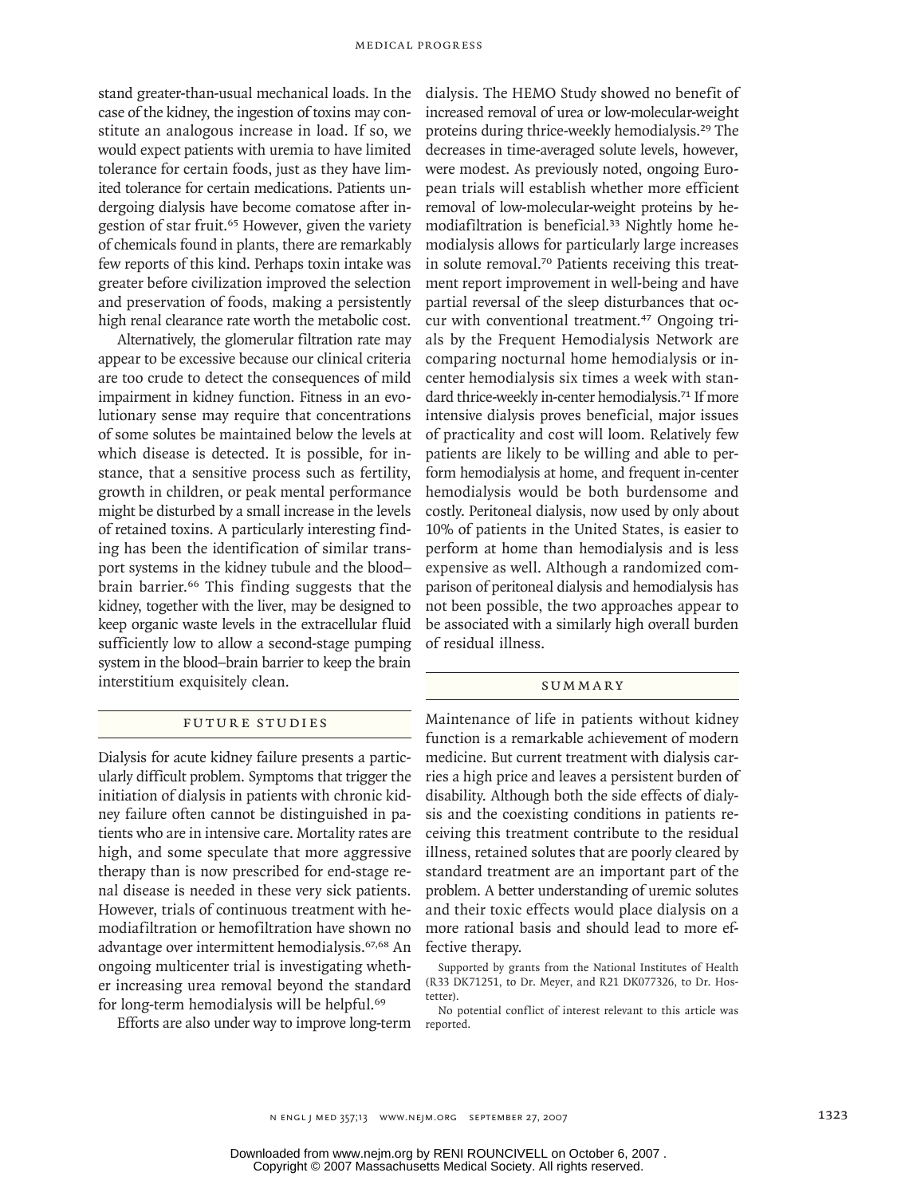stand greater-than-usual mechanical loads. In the case of the kidney, the ingestion of toxins may constitute an analogous increase in load. If so, we would expect patients with uremia to have limited tolerance for certain foods, just as they have limited tolerance for certain medications. Patients undergoing dialysis have become comatose after ingestion of star fruit.[65] However, given the variety of chemicals found in plants, there are remarkably few reports of this kind. Perhaps toxin intake was greater before civilization improved the selection and preservation of foods, making a persistently high renal clearance rate worth the metabolic cost.

Alternatively, the glomerular filtration rate may appear to be excessive because our clinical criteria are too crude to detect the consequences of mild impairment in kidney function. Fitness in an evolutionary sense may require that concentrations of some solutes be maintained below the levels at which disease is detected. It is possible, for instance, that a sensitive process such as fertility, growth in children, or peak mental performance might be disturbed by a small increase in the levels of retained toxins. A particularly interesting finding has been the identification of similar transport systems in the kidney tubule and the blood–brain barrier.[66] This finding suggests that the kidney, together with the liver, may be designed to keep organic waste levels in the extracellular fluid sufficiently low to allow a second-stage pumping system in the blood–brain barrier to keep the brain interstitium exquisitely clean.

## FUTURE STUDIES

Dialysis for acute kidney failure presents a particularly difficult problem. Symptoms that trigger the initiation of dialysis in patients with chronic kidney failure often cannot be distinguished in patients who are in intensive care. Mortality rates are high, and some speculate that more aggressive therapy than is now prescribed for end-stage renal disease is needed in these very sick patients. However, trials of continuous treatment with hemodiafiltration or hemofiltration have shown no advantage over intermittent hemodialysis.[67,68] An ongoing multicenter trial is investigating whether increasing urea removal beyond the standard for long-term hemodialysis will be helpful.[69]

Efforts are also under way to improve long-term dialysis. The HEMO Study showed no benefit of increased removal of urea or low-molecular-weight proteins during thrice-weekly hemodialysis.[29] The decreases in time-averaged solute levels, however, were modest. As previously noted, ongoing European trials will establish whether more efficient removal of low-molecular-weight proteins by hemodiafiltration is beneficial.[33] Nightly home hemodialysis allows for particularly large increases in solute removal.[70] Patients receiving this treatment report improvement in well-being and have partial reversal of the sleep disturbances that occur with conventional treatment.[47] Ongoing trials by the Frequent Hemodialysis Network are comparing nocturnal home hemodialysis or in-center hemodialysis six times a week with standard thrice-weekly in-center hemodialysis.[71] If more intensive dialysis proves beneficial, major issues of practicality and cost will loom. Relatively few patients are likely to be willing and able to perform hemodialysis at home, and frequent in-center hemodialysis would be both burdensome and costly. Peritoneal dialysis, now used by only about 10% of patients in the United States, is easier to perform at home than hemodialysis and is less expensive as well. Although a randomized comparison of peritoneal dialysis and hemodialysis has not been possible, the two approaches appear to be associated with a similarly high overall burden of residual illness.

## SUMMARY

Maintenance of life in patients without kidney function is a remarkable achievement of modern medicine. But current treatment with dialysis carries a high price and leaves a persistent burden of disability. Although both the side effects of dialysis and the coexisting conditions in patients receiving this treatment contribute to the residual illness, retained solutes that are poorly cleared by standard treatment are an important part of the problem. A better understanding of uremic solutes and their toxic effects would place dialysis on a more rational basis and should lead to more effective therapy.

Supported by grants from the National Institutes of Health (R33 DK71251, to Dr. Meyer, and R21 DK077326, to Dr. Hostetter).

No potential conflict of interest relevant to this article was reported.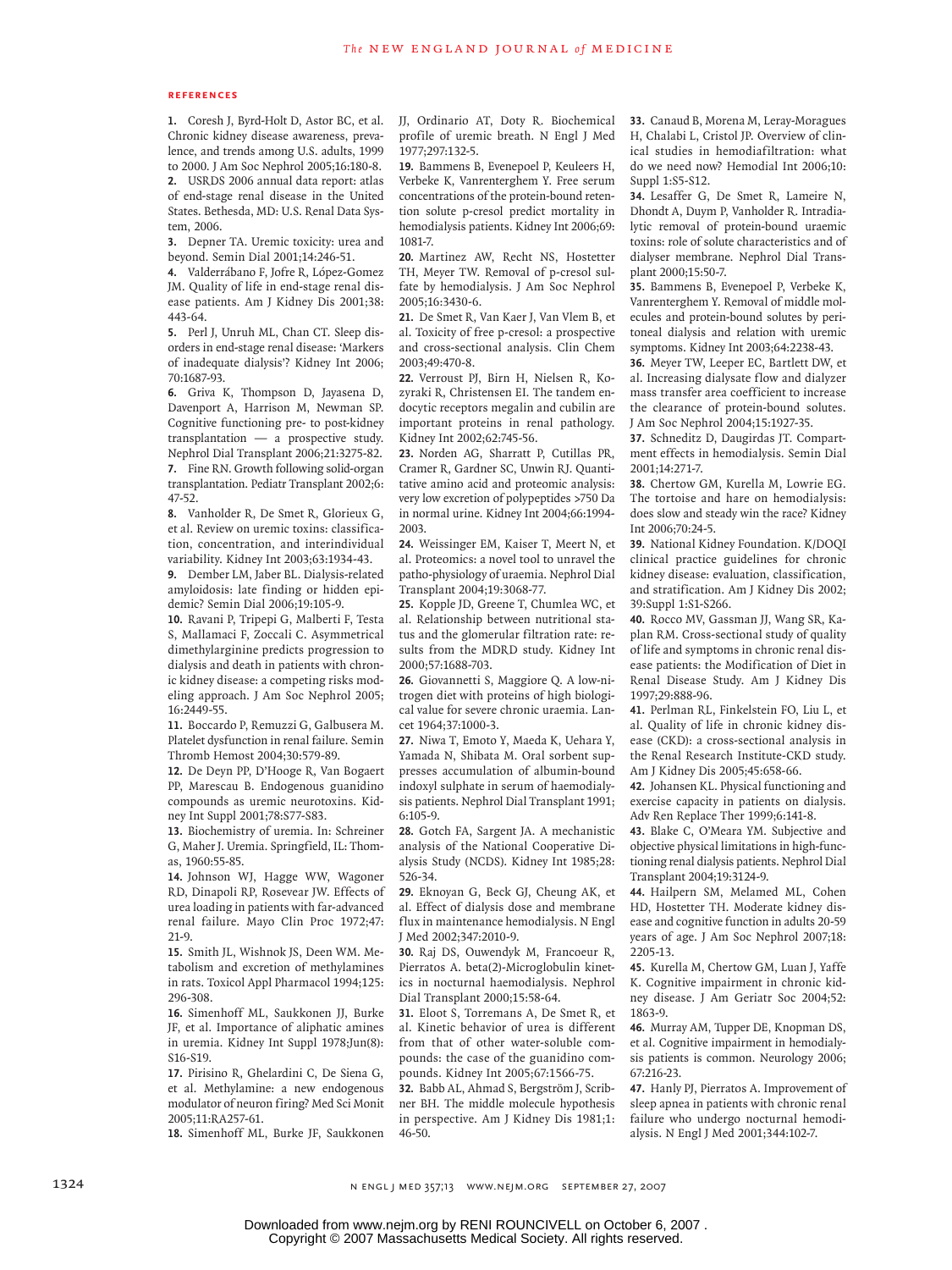## REFERENCES

1. Coresh J, Byrd-Holt D, Astor BC, et al. Chronic kidney disease awareness, prevalence, and trends among U.S. adults, 1999 to 2000. J Am Soc Nephrol 2005;16:180-8.
2. USRDS 2006 annual data report: atlas of end-stage renal disease in the United States. Bethesda, MD: U.S. Renal Data System, 2006.
3. Depner TA. Uremic toxicity: urea and beyond. Semin Dial 2001;14:246-51.
4. Valderrábano F, Jofre R, López-Gomez JM. Quality of life in end-stage renal disease patients. Am J Kidney Dis 2001;38:443-64.
5. Perl J, Unruh ML, Chan CT. Sleep disorders in end-stage renal disease: 'Markers of inadequate dialysis'? Kidney Int 2006;70:1687-93.
6. Griva K, Thompson D, Jayasena D, Davenport A, Harrison M, Newman SP. Cognitive functioning pre- to post-kidney transplantation — a prospective study. Nephrol Dial Transplant 2006;21:3275-82.
7. Fine RN. Growth following solid-organ transplantation. Pediatr Transplant 2002;6:47-52.
8. Vanholder R, De Smet R, Glorieux G, et al. Review on uremic toxins: classification, concentration, and interindividual variability. Kidney Int 2003;63:1934-43.
9. Dember LM, Jaber BL. Dialysis-related amyloidosis: late finding or hidden epidemic? Semin Dial 2006;19:105-9.
10. Ravani P, Tripepi G, Malberti F, Testa S, Mallamaci F, Zoccali C. Asymmetrical dimethylarginine predicts progression to dialysis and death in patients with chronic kidney disease: a competing risks modeling approach. J Am Soc Nephrol 2005;16:2449-55.
11. Boccardo P, Remuzzi G, Galbusera M. Platelet dysfunction in renal failure. Semin Thromb Hemost 2004;30:579-89.
12. De Deyn PP, D'Hooge R, Van Bogaert PP, Marescau B. Endogenous guanidino compounds as uremic neurotoxins. Kidney Int Suppl 2001;78:S77-S83.
13. Biochemistry of uremia. In: Schreiner G, Maher J. Uremia. Springfield, IL: Thomas, 1960:55-85.
14. Johnson WJ, Hagge WW, Wagoner RD, Dinapoli RP, Rosevear JW. Effects of urea loading in patients with far-advanced renal failure. Mayo Clin Proc 1972;47:21-9.
15. Smith JL, Wishnok JS, Deen WM. Metabolism and excretion of methylamines in rats. Toxicol Appl Pharmacol 1994;125:296-308.
16. Simenhoff ML, Saukkonen JJ, Burke JF, et al. Importance of aliphatic amines in uremia. Kidney Int Suppl 1978;Jun(8):S16-S19.
17. Pirisino R, Ghelardini C, De Siena G, et al. Methylamine: a new endogenous modulator of neuron firing? Med Sci Monit 2005;11:RA257-61.
18. Simenhoff ML, Burke JF, Saukkonen JJ, Ordinario AT, Doty R. Biochemical profile of uremic breath. N Engl J Med 1977;297:132-5.
19. Bammens B, Evenepoel P, Keuleers H, Verbeke K, Vanrenterghem Y. Free serum concentrations of the protein-bound retention solute p-cresol predict mortality in hemodialysis patients. Kidney Int 2006;69:1081-7.
20. Martinez AW, Recht NS, Hostetter TH, Meyer TW. Removal of p-cresol sulfate by hemodialysis. J Am Soc Nephrol 2005;16:3430-6.
21. De Smet R, Van Kaer J, Van Vlem B, et al. Toxicity of free p-cresol: a prospective and cross-sectional analysis. Clin Chem 2003;49:470-8.
22. Verroust PJ, Birn H, Nielsen R, Kozyraki R, Christensen EI. The tandem endocytic receptors megalin and cubilin are important proteins in renal pathology. Kidney Int 2002;62:745-56.
23. Norden AG, Sharratt P, Cutillas PR, Cramer R, Gardner SC, Unwin RJ. Quantitative amino acid and proteomic analysis: very low excretion of polypeptides >750 Da in normal urine. Kidney Int 2004;66:1994-2003.
24. Weissinger EM, Kaiser T, Meert N, et al. Proteomics: a novel tool to unravel the patho-physiology of uraemia. Nephrol Dial Transplant 2004;19:3068-77.
25. Kopple JD, Greene T, Chumlea WC, et al. Relationship between nutritional status and the glomerular filtration rate: results from the MDRD study. Kidney Int 2000;57:1688-703.
26. Giovannetti S, Maggiore Q. A low-nitrogen diet with proteins of high biological value for severe chronic uraemia. Lancet 1964;37:1000-3.
27. Niwa T, Emoto Y, Maeda K, Uehara Y, Yamada N, Shibata M. Oral sorbent suppresses accumulation of albumin-bound indoxyl sulphate in serum of haemodialysis patients. Nephrol Dial Transplant 1991;6:105-9.
28. Gotch FA, Sargent JA. A mechanistic analysis of the National Cooperative Dialysis Study (NCDS). Kidney Int 1985;28:526-34.
29. Eknoyan G, Beck GJ, Cheung AK, et al. Effect of dialysis dose and membrane flux in maintenance hemodialysis. N Engl J Med 2002;347:2010-9.
30. Raj DS, Ouwendyk M, Francoeur R, Pierratos A. beta(2)-Microglobulin kinetics in nocturnal haemodialysis. Nephrol Dial Transplant 2000;15:58-64.
31. Eloot S, Torremans A, De Smet R, et al. Kinetic behavior of urea is different from that of other water-soluble compounds: the case of the guanidino compounds. Kidney Int 2005;67:1566-75.
32. Babb AL, Ahmad S, Bergström J, Scribner BH. The middle molecule hypothesis in perspective. Am J Kidney Dis 1981;1:46-50.
33. Canaud B, Morena M, Leray-Moragues H, Chalabi L, Cristol JP. Overview of clinical studies in hemodiafiltration: what do we need now? Hemodial Int 2006;10:Suppl 1:S5-S12.
34. Lesaffer G, De Smet R, Lameire N, Dhondt A, Duym P, Vanholder R. Intradialytic removal of protein-bound uraemic toxins: role of solute characteristics and of dialyser membrane. Nephrol Dial Transplant 2000;15:50-7.
35. Bammens B, Evenepoel P, Verbeke K, Vanrenterghem Y. Removal of middle molecules and protein-bound solutes by peritoneal dialysis and relation with uremic symptoms. Kidney Int 2003;64:2238-43.
36. Meyer TW, Leeper EC, Bartlett DW, et al. Increasing dialysate flow and dialyzer mass transfer area coefficient to increase the clearance of protein-bound solutes. J Am Soc Nephrol 2004;15:1927-35.
37. Schneditz D, Daugirdas JT. Compartment effects in hemodialysis. Semin Dial 2001;14:271-7.
38. Chertow GM, Kurella M, Lowrie EG. The tortoise and hare on hemodialysis: does slow and steady win the race? Kidney Int 2006;70:24-5.
39. National Kidney Foundation. K/DOQI clinical practice guidelines for chronic kidney disease: evaluation, classification, and stratification. Am J Kidney Dis 2002;39:Suppl 1:S1-S266.
40. Rocco MV, Gassman JJ, Wang SR, Kaplan RM. Cross-sectional study of quality of life and symptoms in chronic renal disease patients: the Modification of Diet in Renal Disease Study. Am J Kidney Dis 1997;29:888-96.
41. Perlman RL, Finkelstein FO, Liu L, et al. Quality of life in chronic kidney disease (CKD): a cross-sectional analysis in the Renal Research Institute-CKD study. Am J Kidney Dis 2005;45:658-66.
42. Johansen KL. Physical functioning and exercise capacity in patients on dialysis. Adv Ren Replace Ther 1999;6:141-8.
43. Blake C, O'Meara YM. Subjective and objective physical limitations in high-functioning renal dialysis patients. Nephrol Dial Transplant 2004;19:3124-9.
44. Hailpern SM, Melamed ML, Cohen HD, Hostetter TH. Moderate kidney disease and cognitive function in adults 20-59 years of age. J Am Soc Nephrol 2007;18:2205-13.
45. Kurella M, Chertow GM, Luan J, Yaffe K. Cognitive impairment in chronic kidney disease. J Am Geriatr Soc 2004;52:1863-9.
46. Murray AM, Tupper DE, Knopman DS, et al. Cognitive impairment in hemodialysis patients is common. Neurology 2006;67:216-23.
47. Hanly PJ, Pierratos A. Improvement of sleep apnea in patients with chronic renal failure who undergo nocturnal hemodialysis. N Engl J Med 2001;344:102-7.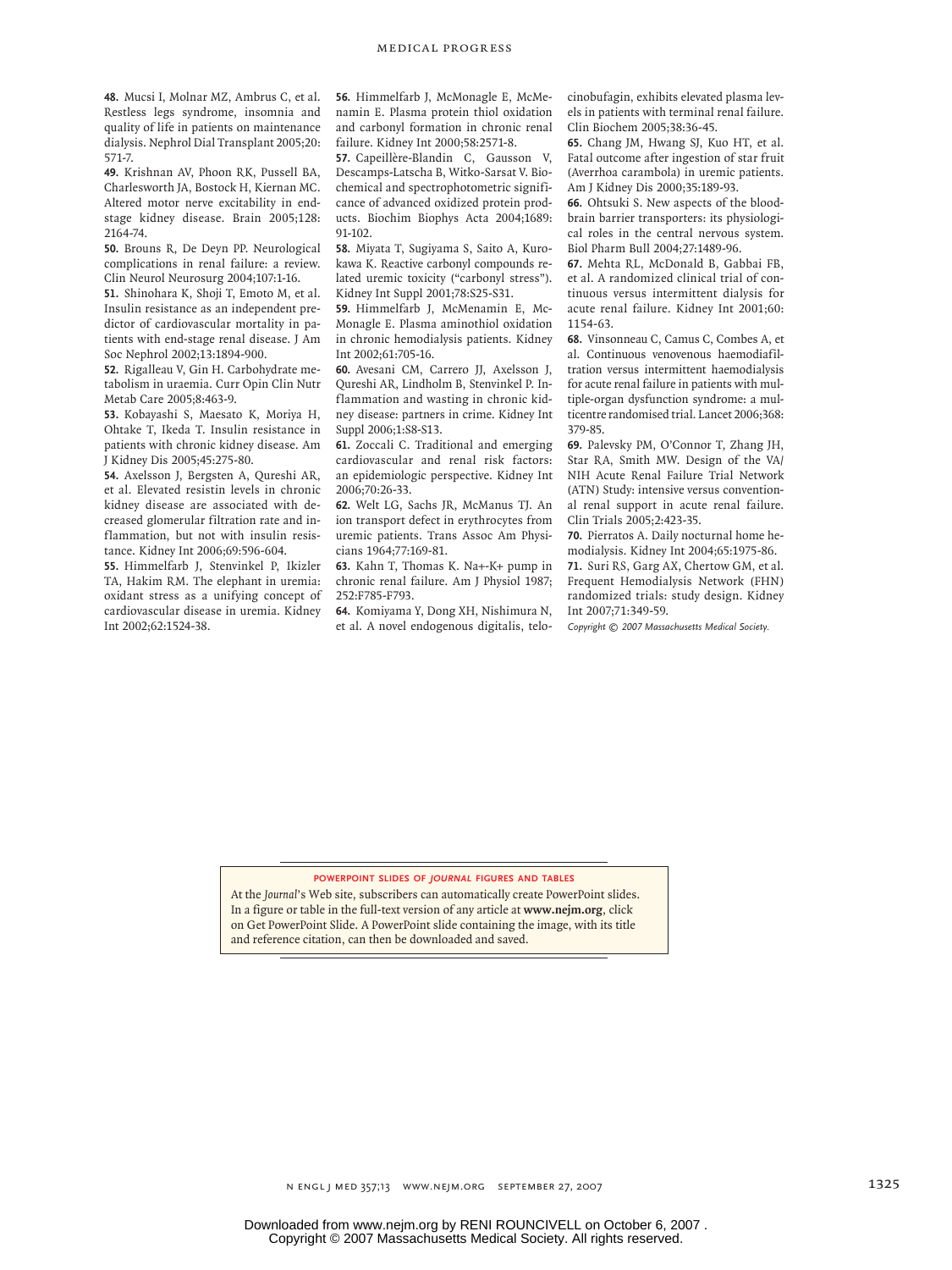48. Mucsi I, Molnar MZ, Ambrus C, et al. Restless legs syndrome, insomnia and quality of life in patients on maintenance dialysis. Nephrol Dial Transplant 2005;20:571-7.

49. Krishnan AV, Phoon RK, Pussell BA, Charlesworth JA, Bostock H, Kiernan MC. Altered motor nerve excitability in end-stage kidney disease. Brain 2005;128:2164-74.

50. Brouns R, De Deyn PP. Neurological complications in renal failure: a review. Clin Neurol Neurosurg 2004;107:1-16.

51. Shinohara K, Shoji T, Emoto M, et al. Insulin resistance as an independent predictor of cardiovascular mortality in patients with end-stage renal disease. J Am Soc Nephrol 2002;13:1894-900.

52. Rigalleau V, Gin H. Carbohydrate metabolism in uraemia. Curr Opin Clin Nutr Metab Care 2005;8:463-9.

53. Kobayashi S, Maesato K, Moriya H, Ohtake T, Ikeda T. Insulin resistance in patients with chronic kidney disease. Am J Kidney Dis 2005;45:275-80.

54. Axelsson J, Bergsten A, Qureshi AR, et al. Elevated resistin levels in chronic kidney disease are associated with decreased glomerular filtration rate and inflammation, but not with insulin resistance. Kidney Int 2006;69:596-604.

55. Himmelfarb J, Stenvinkel P, Ikizler TA, Hakim RM. The elephant in uremia: oxidant stress as a unifying concept of cardiovascular disease in uremia. Kidney Int 2002;62:1524-38.

56. Himmelfarb J, McMonagle E, McMenamin E. Plasma protein thiol oxidation and carbonyl formation in chronic renal failure. Kidney Int 2000;58:2571-8.

57. Capeillère-Blandin C, Gausson V, Descamps-Latscha B, Witko-Sarsat V. Biochemical and spectrophotometric significance of advanced oxidized protein products. Biochim Biophys Acta 2004;1689:91-102.

58. Miyata T, Sugiyama S, Saito A, Kurokawa K. Reactive carbonyl compounds related uremic toxicity ("carbonyl stress"). Kidney Int Suppl 2001;78:S25-S31.

59. Himmelfarb J, McMenamin E, McMonagle E. Plasma aminothiol oxidation in chronic hemodialysis patients. Kidney Int 2002;61:705-16.

60. Avesani CM, Carrero JJ, Axelsson J, Qureshi AR, Lindholm B, Stenvinkel P. Inflammation and wasting in chronic kidney disease: partners in crime. Kidney Int Suppl 2006;1:S8-S13.

61. Zoccali C. Traditional and emerging cardiovascular and renal risk factors: an epidemiologic perspective. Kidney Int 2006;70:26-33.

62. Welt LG, Sachs JR, McManus TJ. An ion transport defect in erythrocytes from uremic patients. Trans Assoc Am Physicians 1964;77:169-81.

63. Kahn T, Thomas K. Na+-K+ pump in chronic renal failure. Am J Physiol 1987;252:F785-F793.

64. Komiyama Y, Dong XH, Nishimura N, et al. A novel endogenous digitalis, telocinobufagin, exhibits elevated plasma levels in patients with terminal renal failure. Clin Biochem 2005;38:36-45.

65. Chang JM, Hwang SJ, Kuo HT, et al. Fatal outcome after ingestion of star fruit (Averrhoa carambola) in uremic patients. Am J Kidney Dis 2000;35:189-93.

66. Ohtsuki S. New aspects of the blood-brain barrier transporters: its physiological roles in the central nervous system. Biol Pharm Bull 2004;27:1489-96.

67. Mehta RL, McDonald B, Gabbai FB, et al. A randomized clinical trial of continuous versus intermittent dialysis for acute renal failure. Kidney Int 2001;60:1154-63.

68. Vinsonneau C, Camus C, Combes A, et al. Continuous venovenous haemodiafiltration versus intermittent haemodialysis for acute renal failure in patients with multiple-organ dysfunction syndrome: a multicentre randomised trial. Lancet 2006;368:379-85.

69. Palevsky PM, O'Connor T, Zhang JH, Star RA, Smith MW. Design of the VA/NIH Acute Renal Failure Trial Network (ATN) Study: intensive versus conventional renal support in acute renal failure. Clin Trials 2005;2:423-35.

70. Pierratos A. Daily nocturnal home hemodialysis. Kidney Int 2004;65:1975-86.

71. Suri RS, Garg AX, Chertow GM, et al. Frequent Hemodialysis Network (FHN) randomized trials: study design. Kidney Int 2007;71:349-59.

*Copyright © 2007 Massachusetts Medical Society.*

**POWERPOINT SLIDES OF *JOURNAL* FIGURES AND TABLES**

At the *Journal*'s Web site, subscribers can automatically create PowerPoint slides. In a figure or table in the full-text version of any article at **www.nejm.org**, click on Get PowerPoint Slide. A PowerPoint slide containing the image, with its title and reference citation, can then be downloaded and saved.